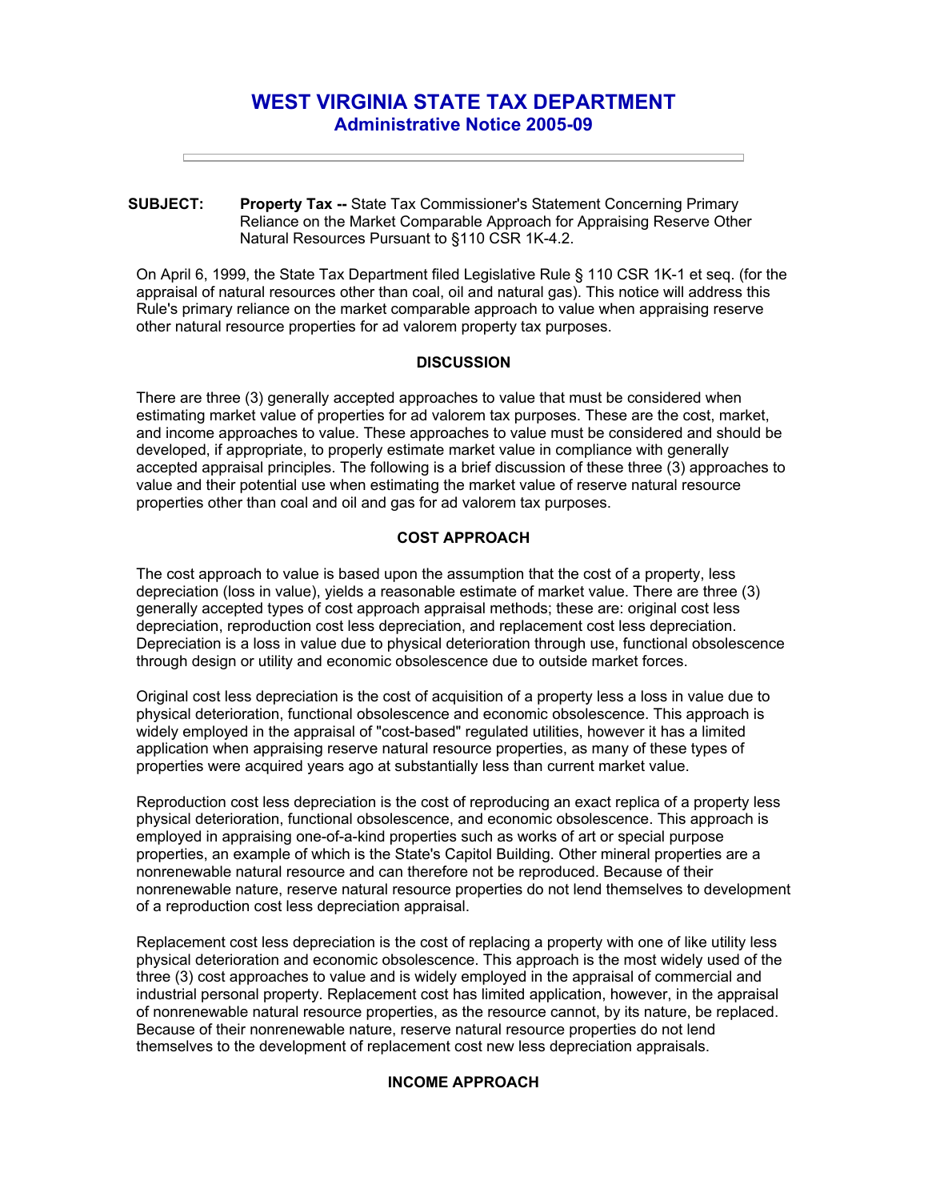# WEST VIRGINIA STATE TAX DEPARTMENT
## Administrative Notice 2005-09

---

**SUBJECT:** **Property Tax --** State Tax Commissioner's Statement Concerning Primary Reliance on the Market Comparable Approach for Appraising Reserve Other Natural Resources Pursuant to §110 CSR 1K-4.2.

On April 6, 1999, the State Tax Department filed Legislative Rule § 110 CSR 1K-1 et seq. (for the appraisal of natural resources other than coal, oil and natural gas). This notice will address this Rule's primary reliance on the market comparable approach to value when appraising reserve other natural resource properties for ad valorem property tax purposes.

### DISCUSSION

There are three (3) generally accepted approaches to value that must be considered when estimating market value of properties for ad valorem tax purposes. These are the cost, market, and income approaches to value. These approaches to value must be considered and should be developed, if appropriate, to properly estimate market value in compliance with generally accepted appraisal principles. The following is a brief discussion of these three (3) approaches to value and their potential use when estimating the market value of reserve natural resource properties other than coal and oil and gas for ad valorem tax purposes.

### COST APPROACH

The cost approach to value is based upon the assumption that the cost of a property, less depreciation (loss in value), yields a reasonable estimate of market value. There are three (3) generally accepted types of cost approach appraisal methods; these are: original cost less depreciation, reproduction cost less depreciation, and replacement cost less depreciation. Depreciation is a loss in value due to physical deterioration through use, functional obsolescence through design or utility and economic obsolescence due to outside market forces.

Original cost less depreciation is the cost of acquisition of a property less a loss in value due to physical deterioration, functional obsolescence and economic obsolescence. This approach is widely employed in the appraisal of "cost-based" regulated utilities, however it has a limited application when appraising reserve natural resource properties, as many of these types of properties were acquired years ago at substantially less than current market value.

Reproduction cost less depreciation is the cost of reproducing an exact replica of a property less physical deterioration, functional obsolescence, and economic obsolescence. This approach is employed in appraising one-of-a-kind properties such as works of art or special purpose properties, an example of which is the State's Capitol Building. Other mineral properties are a nonrenewable natural resource and can therefore not be reproduced. Because of their nonrenewable nature, reserve natural resource properties do not lend themselves to development of a reproduction cost less depreciation appraisal.

Replacement cost less depreciation is the cost of replacing a property with one of like utility less physical deterioration and economic obsolescence. This approach is the most widely used of the three (3) cost approaches to value and is widely employed in the appraisal of commercial and industrial personal property. Replacement cost has limited application, however, in the appraisal of nonrenewable natural resource properties, as the resource cannot, by its nature, be replaced. Because of their nonrenewable nature, reserve natural resource properties do not lend themselves to the development of replacement cost new less depreciation appraisals.

### INCOME APPROACH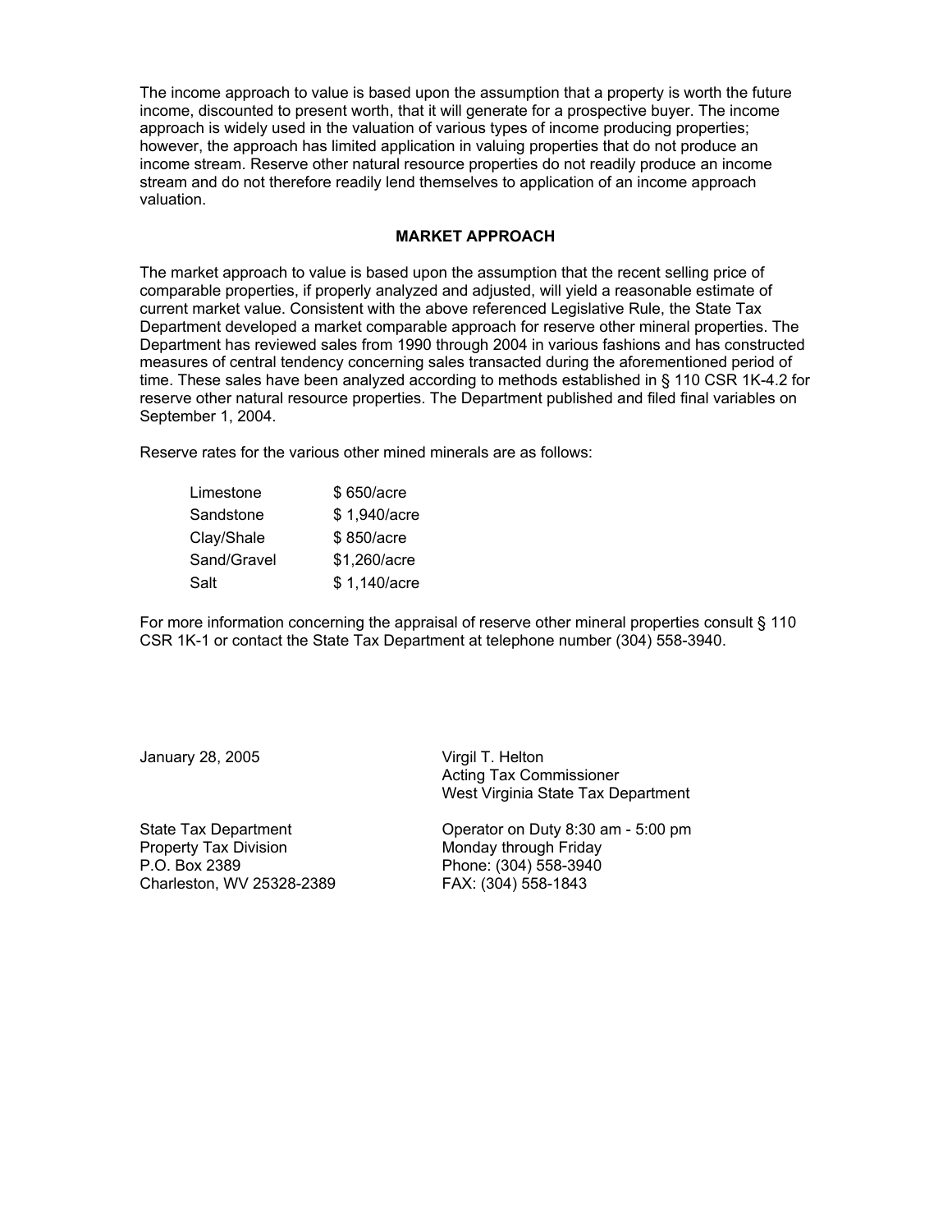The income approach to value is based upon the assumption that a property is worth the future income, discounted to present worth, that it will generate for a prospective buyer. The income approach is widely used in the valuation of various types of income producing properties; however, the approach has limited application in valuing properties that do not produce an income stream. Reserve other natural resource properties do not readily produce an income stream and do not therefore readily lend themselves to application of an income approach valuation.

## MARKET APPROACH

The market approach to value is based upon the assumption that the recent selling price of comparable properties, if properly analyzed and adjusted, will yield a reasonable estimate of current market value. Consistent with the above referenced Legislative Rule, the State Tax Department developed a market comparable approach for reserve other mineral properties. The Department has reviewed sales from 1990 through 2004 in various fashions and has constructed measures of central tendency concerning sales transacted during the aforementioned period of time. These sales have been analyzed according to methods established in § 110 CSR 1K-4.2 for reserve other natural resource properties. The Department published and filed final variables on September 1, 2004.

Reserve rates for the various other mined minerals are as follows:

| | |
|---|---|
| Limestone | $ 650/acre |
| Sandstone | $ 1,940/acre |
| Clay/Shale | $ 850/acre |
| Sand/Gravel | $1,260/acre |
| Salt | $ 1,140/acre |

For more information concerning the appraisal of reserve other mineral properties consult § 110 CSR 1K-1 or contact the State Tax Department at telephone number (304) 558-3940.

January 28, 2005

Virgil T. Helton
Acting Tax Commissioner
West Virginia State Tax Department

State Tax Department
Property Tax Division
P.O. Box 2389
Charleston, WV 25328-2389

Operator on Duty 8:30 am - 5:00 pm
Monday through Friday
Phone: (304) 558-3940
FAX: (304) 558-1843